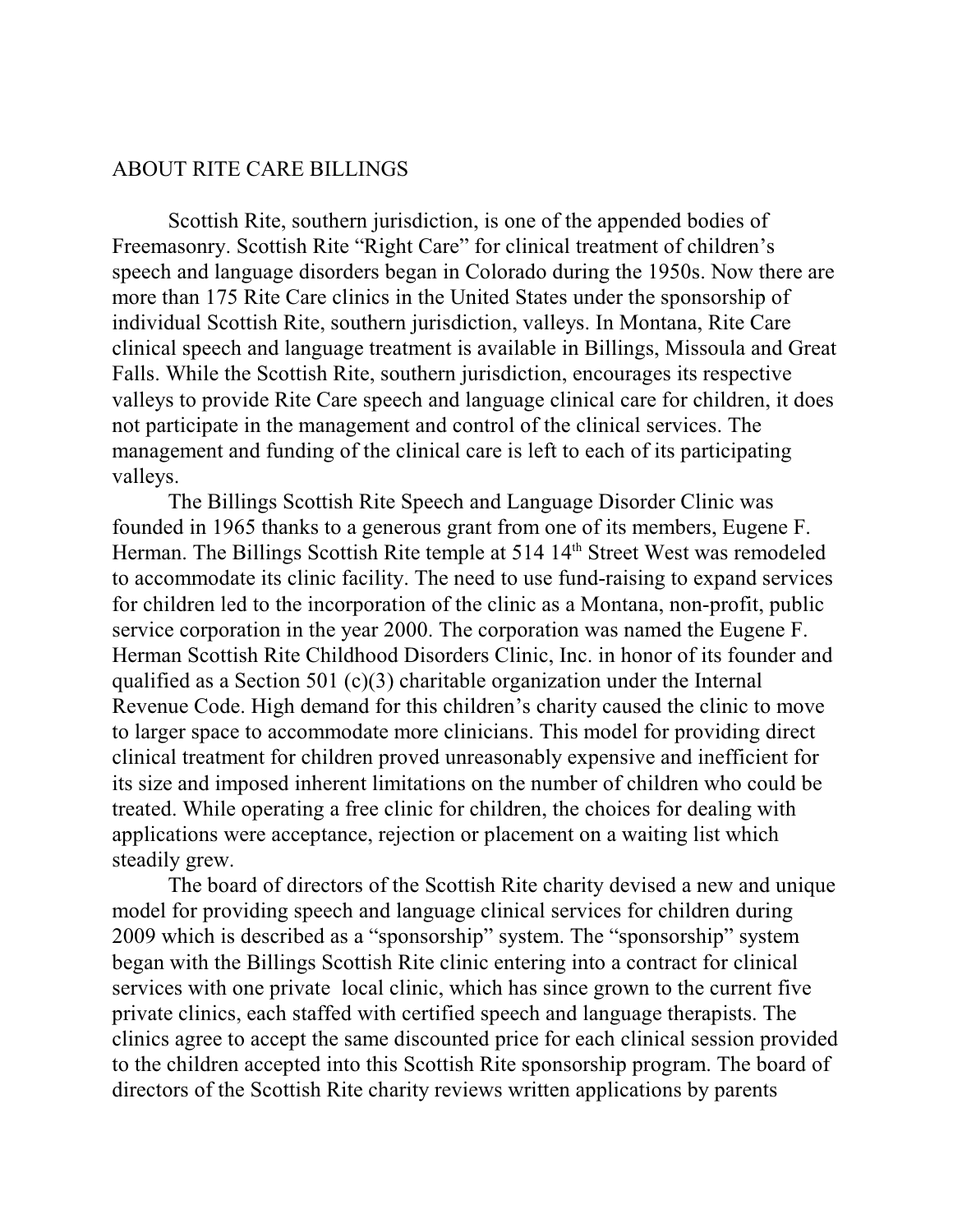# ABOUT RITE CARE BILLINGS

Scottish Rite, southern jurisdiction, is one of the appended bodies of Freemasonry. Scottish Rite "Right Care" for clinical treatment of children's speech and language disorders began in Colorado during the 1950s. Now there are more than 175 Rite Care clinics in the United States under the sponsorship of individual Scottish Rite, southern jurisdiction, valleys. In Montana, Rite Care clinical speech and language treatment is available in Billings, Missoula and Great Falls. While the Scottish Rite, southern jurisdiction, encourages its respective valleys to provide Rite Care speech and language clinical care for children, it does not participate in the management and control of the clinical services. The management and funding of the clinical care is left to each of its participating valleys.

The Billings Scottish Rite Speech and Language Disorder Clinic was founded in 1965 thanks to a generous grant from one of its members, Eugene F. Herman. The Billings Scottish Rite temple at 514 14th Street West was remodeled to accommodate its clinic facility. The need to use fund-raising to expand services for children led to the incorporation of the clinic as a Montana, non-profit, public service corporation in the year 2000. The corporation was named the Eugene F. Herman Scottish Rite Childhood Disorders Clinic, Inc. in honor of its founder and qualified as a Section 501 (c)(3) charitable organization under the Internal Revenue Code. High demand for this children's charity caused the clinic to move to larger space to accommodate more clinicians. This model for providing direct clinical treatment for children proved unreasonably expensive and inefficient for its size and imposed inherent limitations on the number of children who could be treated. While operating a free clinic for children, the choices for dealing with applications were acceptance, rejection or placement on a waiting list which steadily grew.

The board of directors of the Scottish Rite charity devised a new and unique model for providing speech and language clinical services for children during 2009 which is described as a "sponsorship" system. The "sponsorship" system began with the Billings Scottish Rite clinic entering into a contract for clinical services with one private local clinic, which has since grown to the current five private clinics, each staffed with certified speech and language therapists. The clinics agree to accept the same discounted price for each clinical session provided to the children accepted into this Scottish Rite sponsorship program. The board of directors of the Scottish Rite charity reviews written applications by parents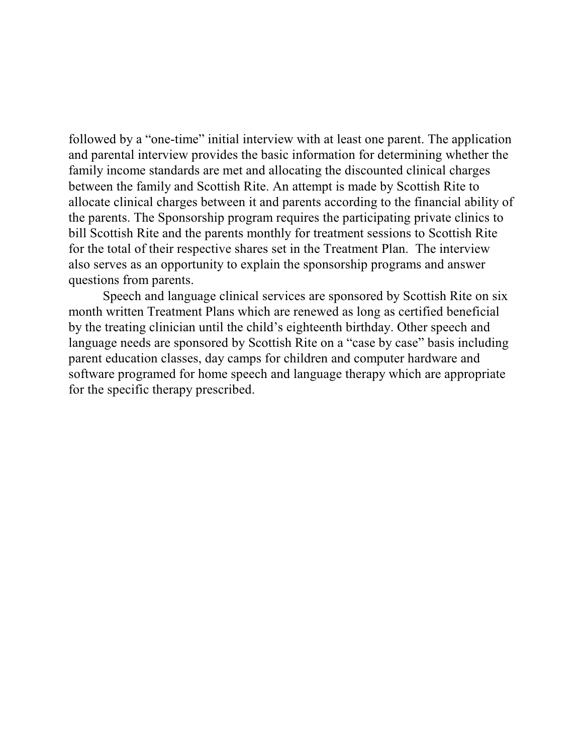followed by a "one-time" initial interview with at least one parent. The application and parental interview provides the basic information for determining whether the family income standards are met and allocating the discounted clinical charges between the family and Scottish Rite. An attempt is made by Scottish Rite to allocate clinical charges between it and parents according to the financial ability of the parents. The Sponsorship program requires the participating private clinics to bill Scottish Rite and the parents monthly for treatment sessions to Scottish Rite for the total of their respective shares set in the Treatment Plan. The interview also serves as an opportunity to explain the sponsorship programs and answer questions from parents.

Speech and language clinical services are sponsored by Scottish Rite on six month written Treatment Plans which are renewed as long as certified beneficial by the treating clinician until the child's eighteenth birthday. Other speech and language needs are sponsored by Scottish Rite on a "case by case" basis including parent education classes, day camps for children and computer hardware and software programed for home speech and language therapy which are appropriate for the specific therapy prescribed.